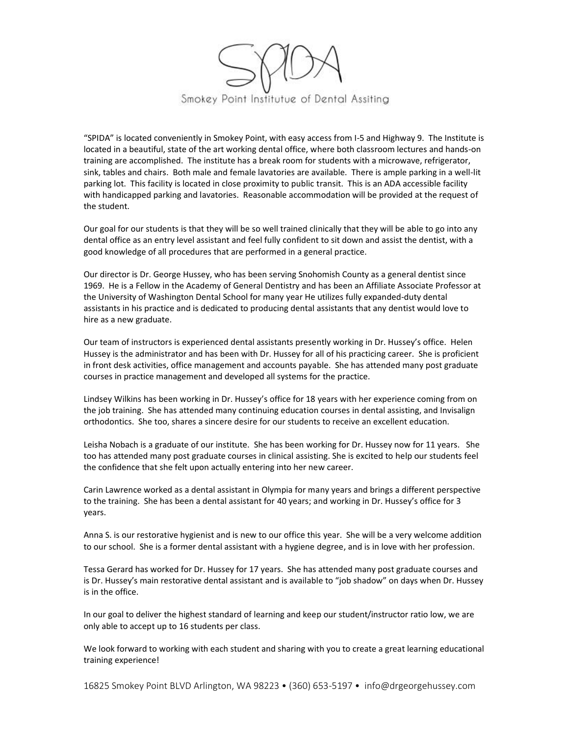# SPIDA

Smokey Point Institutue of Dental Assiting

"SPIDA" is located conveniently in Smokey Point, with easy access from I-5 and Highway 9. The Institute is located in a beautiful, state of the art working dental office, where both classroom lectures and hands-on training are accomplished. The institute has a break room for students with a microwave, refrigerator, sink, tables and chairs. Both male and female lavatories are available. There is ample parking in a well-lit parking lot. This facility is located in close proximity to public transit. This is an ADA accessible facility with handicapped parking and lavatories. Reasonable accommodation will be provided at the request of the student.

Our goal for our students is that they will be so well trained clinically that they will be able to go into any dental office as an entry level assistant and feel fully confident to sit down and assist the dentist, with a good knowledge of all procedures that are performed in a general practice.

Our director is Dr. George Hussey, who has been serving Snohomish County as a general dentist since 1969. He is a Fellow in the Academy of General Dentistry and has been an Affiliate Associate Professor at the University of Washington Dental School for many year He utilizes fully expanded-duty dental assistants in his practice and is dedicated to producing dental assistants that any dentist would love to hire as a new graduate.

Our team of instructors is experienced dental assistants presently working in Dr. Hussey's office. Helen Hussey is the administrator and has been with Dr. Hussey for all of his practicing career. She is proficient in front desk activities, office management and accounts payable. She has attended many post graduate courses in practice management and developed all systems for the practice.

Lindsey Wilkins has been working in Dr. Hussey's office for 18 years with her experience coming from on the job training. She has attended many continuing education courses in dental assisting, and Invisalign orthodontics. She too, shares a sincere desire for our students to receive an excellent education.

Leisha Nobach is a graduate of our institute. She has been working for Dr. Hussey now for 11 years. She too has attended many post graduate courses in clinical assisting. She is excited to help our students feel the confidence that she felt upon actually entering into her new career.

Carin Lawrence worked as a dental assistant in Olympia for many years and brings a different perspective to the training. She has been a dental assistant for 40 years; and working in Dr. Hussey's office for 3 years.

Anna S. is our restorative hygienist and is new to our office this year. She will be a very welcome addition to our school. She is a former dental assistant with a hygiene degree, and is in love with her profession.

Tessa Gerard has worked for Dr. Hussey for 17 years. She has attended many post graduate courses and is Dr. Hussey's main restorative dental assistant and is available to "job shadow" on days when Dr. Hussey is in the office.

In our goal to deliver the highest standard of learning and keep our student/instructor ratio low, we are only able to accept up to 16 students per class.

We look forward to working with each student and sharing with you to create a great learning educational training experience!

16825 Smokey Point BLVD Arlington, WA 98223 • (360) 653-5197 • info@drgeorgehussey.com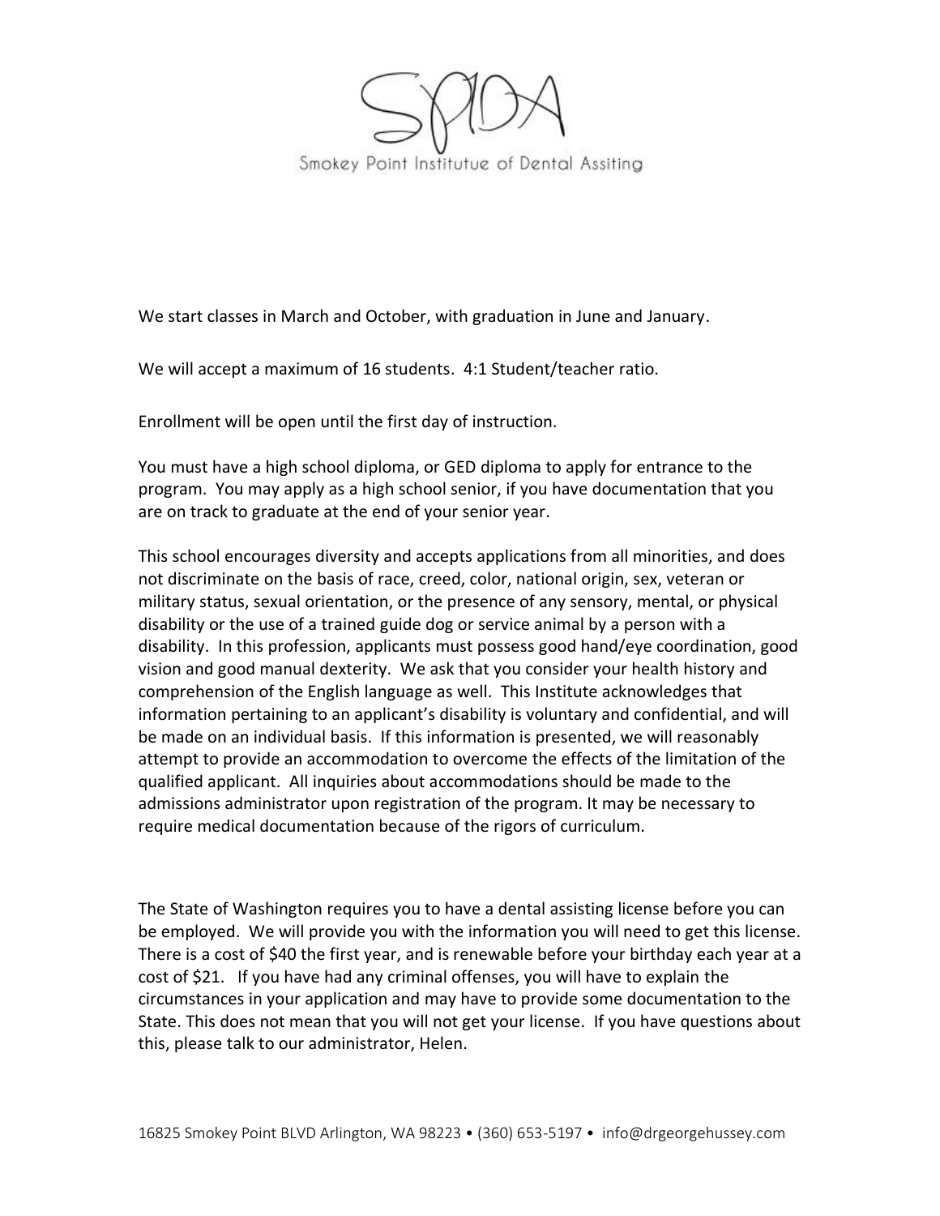SPIDA

Smokey Point Institutue of Dental Assiting

We start classes in March and October, with graduation in June and January.

We will accept a maximum of 16 students. 4:1 Student/teacher ratio.

Enrollment will be open until the first day of instruction.

You must have a high school diploma, or GED diploma to apply for entrance to the program. You may apply as a high school senior, if you have documentation that you are on track to graduate at the end of your senior year.

This school encourages diversity and accepts applications from all minorities, and does not discriminate on the basis of race, creed, color, national origin, sex, veteran or military status, sexual orientation, or the presence of any sensory, mental, or physical disability or the use of a trained guide dog or service animal by a person with a disability. In this profession, applicants must possess good hand/eye coordination, good vision and good manual dexterity. We ask that you consider your health history and comprehension of the English language as well. This Institute acknowledges that information pertaining to an applicant's disability is voluntary and confidential, and will be made on an individual basis. If this information is presented, we will reasonably attempt to provide an accommodation to overcome the effects of the limitation of the qualified applicant. All inquiries about accommodations should be made to the admissions administrator upon registration of the program. It may be necessary to require medical documentation because of the rigors of curriculum.

The State of Washington requires you to have a dental assisting license before you can be employed. We will provide you with the information you will need to get this license. There is a cost of $40 the first year, and is renewable before your birthday each year at a cost of $21. If you have had any criminal offenses, you will have to explain the circumstances in your application and may have to provide some documentation to the State. This does not mean that you will not get your license. If you have questions about this, please talk to our administrator, Helen.

16825 Smokey Point BLVD Arlington, WA 98223 • (360) 653-5197 • info@drgeorgehussey.com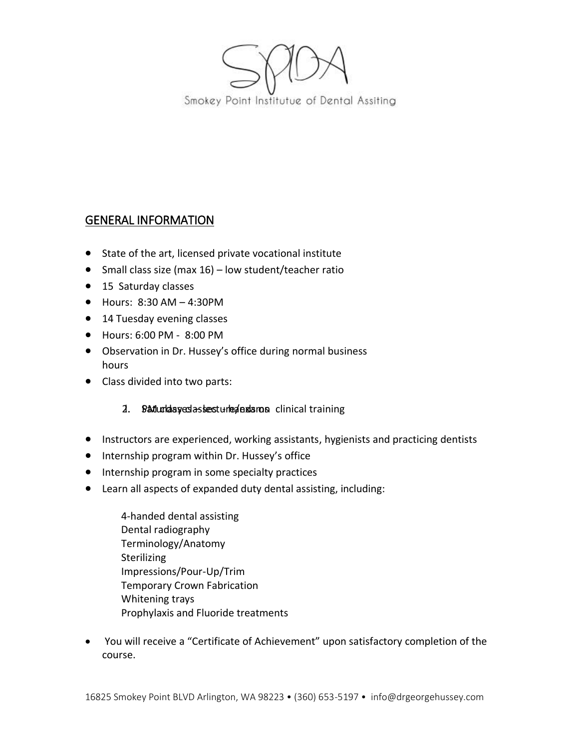Smokey Point Institutue of Dental Assiting

## GENERAL INFORMATION

- State of the art, licensed private vocational institute
- Small class size (max 16) – low student/teacher ratio
- 15 Saturday classes
- Hours: 8:30 AM – 4:30PM
- 14 Tuesday evening classes
- Hours: 6:00 PM - 8:00 PM
- Observation in Dr. Hussey's office during normal business hours
- Class divided into two parts:

    1. Saturday classes – lecture/exams
    2. PM classes – hands on clinical training

- Instructors are experienced, working assistants, hygienists and practicing dentists
- Internship program within Dr. Hussey's office
- Internship program in some specialty practices
- Learn all aspects of expanded duty dental assisting, including:

    4-handed dental assisting
    Dental radiography
    Terminology/Anatomy
    Sterilizing
    Impressions/Pour-Up/Trim
    Temporary Crown Fabrication
    Whitening trays
    Prophylaxis and Fluoride treatments

- You will receive a "Certificate of Achievement" upon satisfactory completion of the course.

16825 Smokey Point BLVD Arlington, WA 98223 • (360) 653-5197 • info@drgeorgehussey.com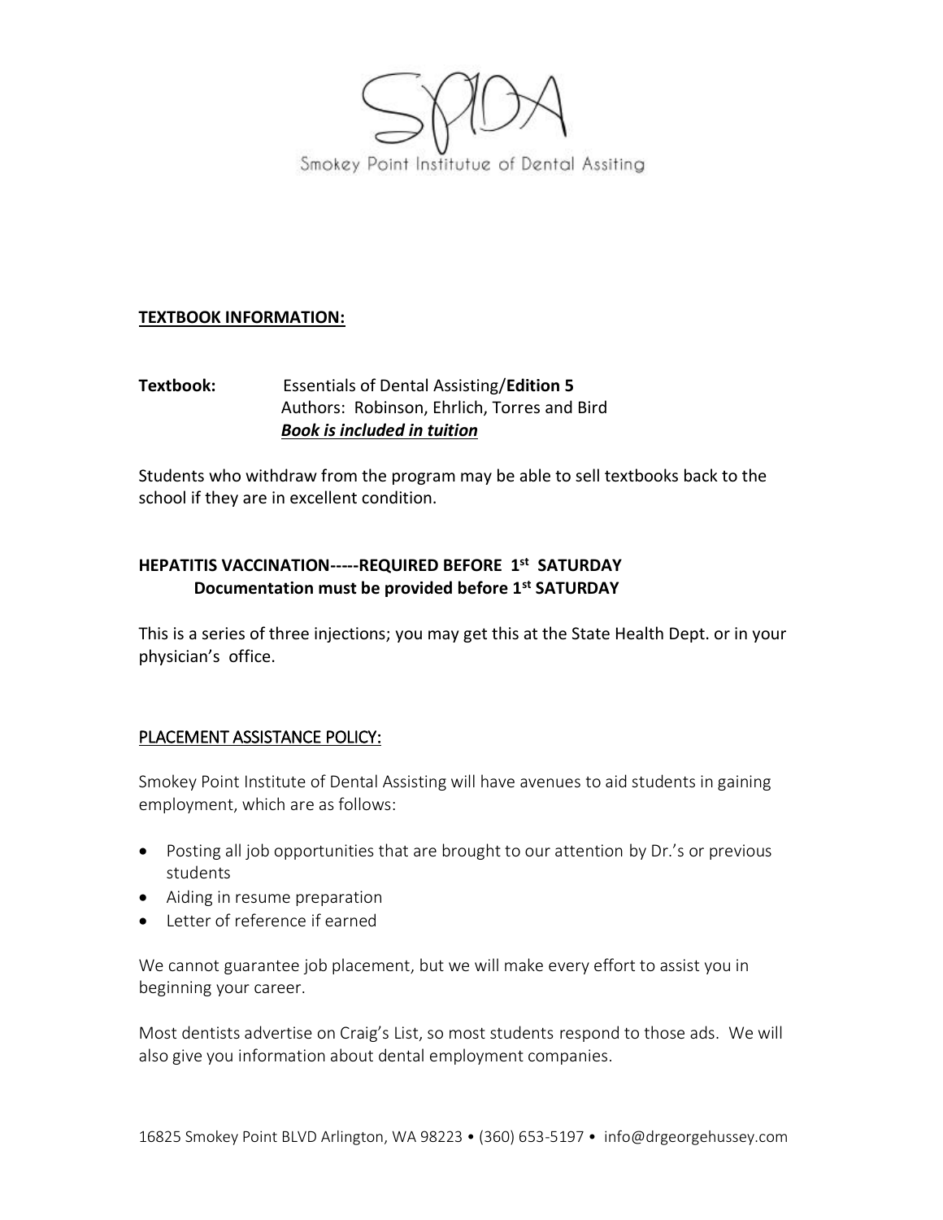Smokey Point Institutue of Dental Assiting

**TEXTBOOK INFORMATION:**

**Textbook:** Essentials of Dental Assisting/**Edition 5**
Authors: Robinson, Ehrlich, Torres and Bird
***Book is included in tuition***

Students who withdraw from the program may be able to sell textbooks back to the school if they are in excellent condition.

**HEPATITIS VACCINATION-----REQUIRED BEFORE 1st SATURDAY**
**Documentation must be provided before 1st SATURDAY**

This is a series of three injections; you may get this at the State Health Dept. or in your physician's office.

**PLACEMENT ASSISTANCE POLICY:**

Smokey Point Institute of Dental Assisting will have avenues to aid students in gaining employment, which are as follows:

- Posting all job opportunities that are brought to our attention by Dr.'s or previous students
- Aiding in resume preparation
- Letter of reference if earned

We cannot guarantee job placement, but we will make every effort to assist you in beginning your career.

Most dentists advertise on Craig's List, so most students respond to those ads. We will also give you information about dental employment companies.

16825 Smokey Point BLVD Arlington, WA 98223 • (360) 653-5197 • info@drgeorgehussey.com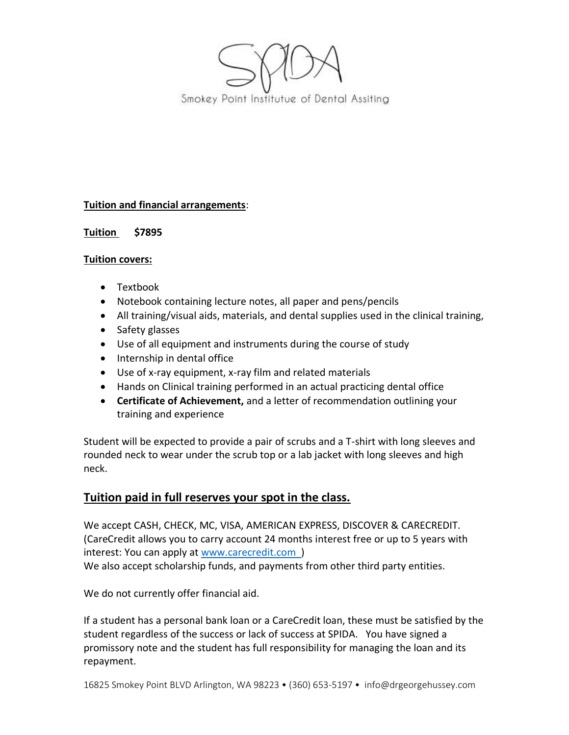SPIDA

Smokey Point Institutue of Dental Assiting

**Tuition and financial arrangements**:

**Tuition $7895**

**Tuition covers:**

- Textbook
- Notebook containing lecture notes, all paper and pens/pencils
- All training/visual aids, materials, and dental supplies used in the clinical training,
- Safety glasses
- Use of all equipment and instruments during the course of study
- Internship in dental office
- Use of x-ray equipment, x-ray film and related materials
- Hands on Clinical training performed in an actual practicing dental office
- **Certificate of Achievement,** and a letter of recommendation outlining your training and experience

Student will be expected to provide a pair of scrubs and a T-shirt with long sleeves and rounded neck to wear under the scrub top or a lab jacket with long sleeves and high neck.

## Tuition paid in full reserves your spot in the class.

We accept CASH, CHECK, MC, VISA, AMERICAN EXPRESS, DISCOVER & CARECREDIT. (CareCredit allows you to carry account 24 months interest free or up to 5 years with interest: You can apply at www.carecredit.com )
We also accept scholarship funds, and payments from other third party entities.

We do not currently offer financial aid.

If a student has a personal bank loan or a CareCredit loan, these must be satisfied by the student regardless of the success or lack of success at SPIDA. You have signed a promissory note and the student has full responsibility for managing the loan and its repayment.

16825 Smokey Point BLVD Arlington, WA 98223 • (360) 653-5197 • info@drgeorgehussey.com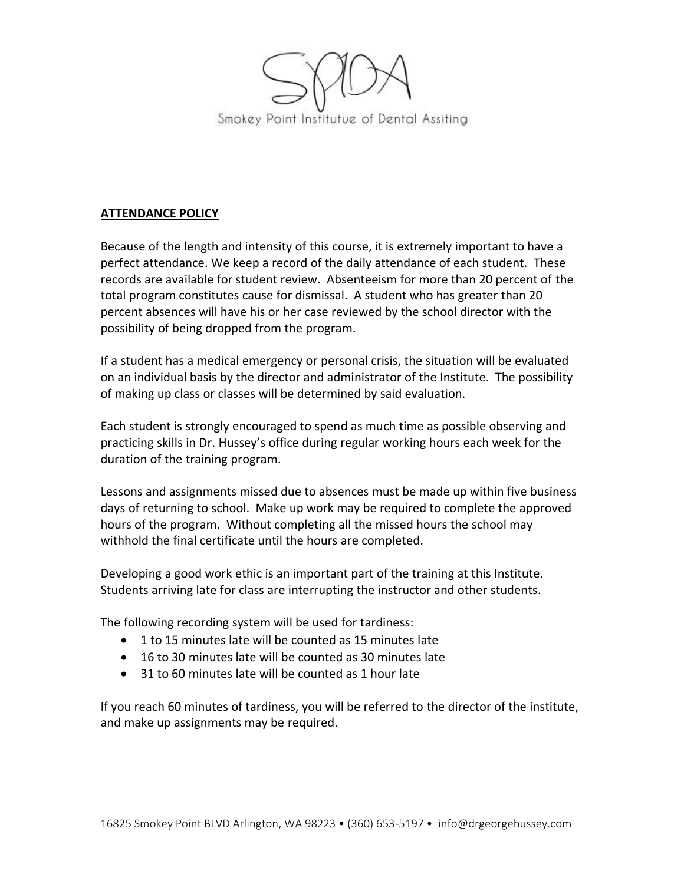Smokey Point Institutue of Dental Assiting

**ATTENDANCE POLICY**

Because of the length and intensity of this course, it is extremely important to have a perfect attendance. We keep a record of the daily attendance of each student. These records are available for student review. Absenteeism for more than 20 percent of the total program constitutes cause for dismissal. A student who has greater than 20 percent absences will have his or her case reviewed by the school director with the possibility of being dropped from the program.

If a student has a medical emergency or personal crisis, the situation will be evaluated on an individual basis by the director and administrator of the Institute. The possibility of making up class or classes will be determined by said evaluation.

Each student is strongly encouraged to spend as much time as possible observing and practicing skills in Dr. Hussey's office during regular working hours each week for the duration of the training program.

Lessons and assignments missed due to absences must be made up within five business days of returning to school. Make up work may be required to complete the approved hours of the program. Without completing all the missed hours the school may withhold the final certificate until the hours are completed.

Developing a good work ethic is an important part of the training at this Institute. Students arriving late for class are interrupting the instructor and other students.

The following recording system will be used for tardiness:

- 1 to 15 minutes late will be counted as 15 minutes late
- 16 to 30 minutes late will be counted as 30 minutes late
- 31 to 60 minutes late will be counted as 1 hour late

If you reach 60 minutes of tardiness, you will be referred to the director of the institute, and make up assignments may be required.

16825 Smokey Point BLVD Arlington, WA 98223 • (360) 653-5197 • info@drgeorgehussey.com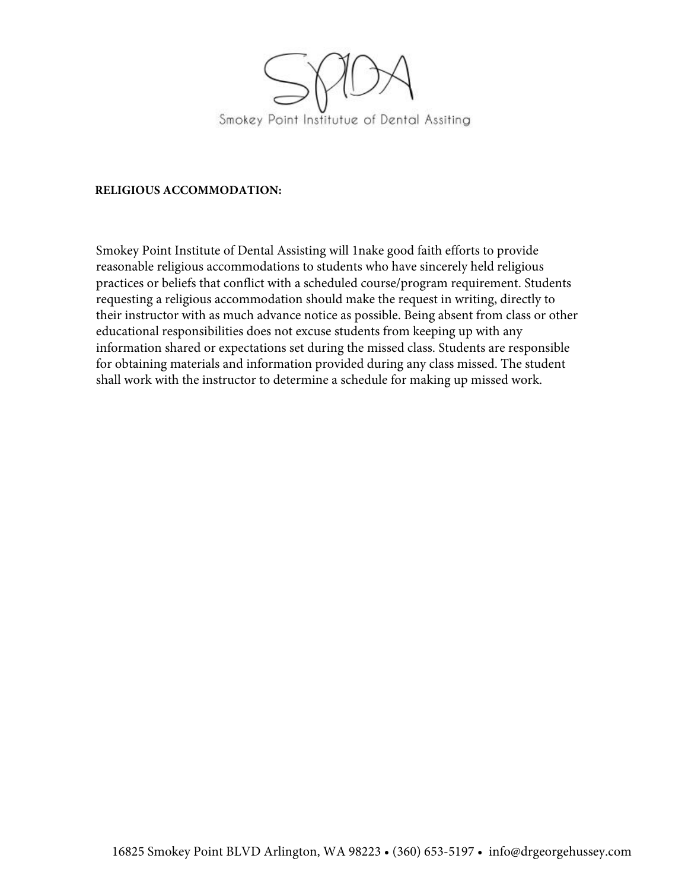Smokey Point Institutue of Dental Assiting

**RELIGIOUS ACCOMMODATION:**

Smokey Point Institute of Dental Assisting will 1nake good faith efforts to provide reasonable religious accommodations to students who have sincerely held religious practices or beliefs that conflict with a scheduled course/program requirement. Students requesting a religious accommodation should make the request in writing, directly to their instructor with as much advance notice as possible. Being absent from class or other educational responsibilities does not excuse students from keeping up with any information shared or expectations set during the missed class. Students are responsible for obtaining materials and information provided during any class missed. The student shall work with the instructor to determine a schedule for making up missed work.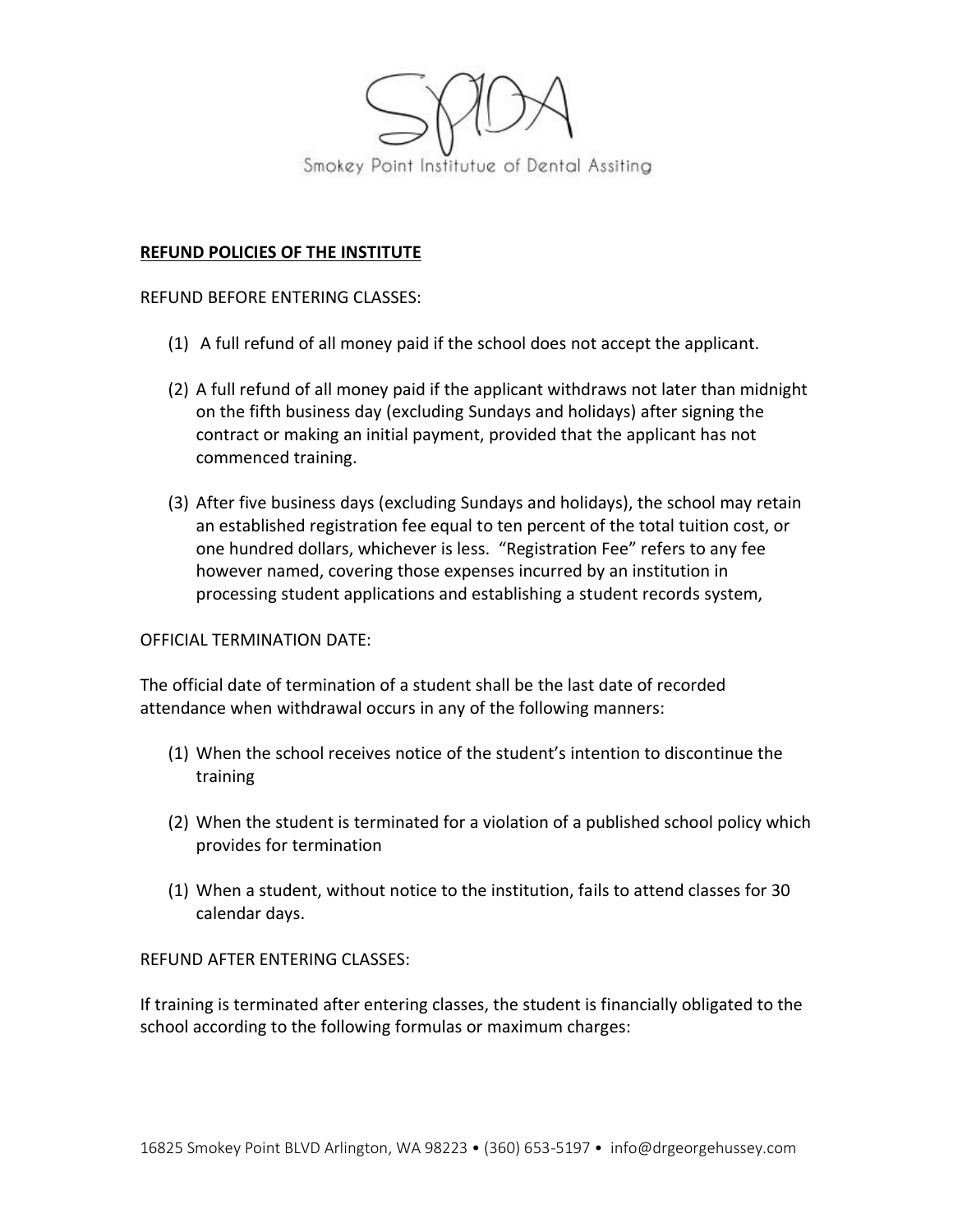SPIDA

Smokey Point Institutue of Dental Assiting

**<u>REFUND POLICIES OF THE INSTITUTE</u>**

REFUND BEFORE ENTERING CLASSES:

(1) A full refund of all money paid if the school does not accept the applicant.

(2) A full refund of all money paid if the applicant withdraws not later than midnight on the fifth business day (excluding Sundays and holidays) after signing the contract or making an initial payment, provided that the applicant has not commenced training.

(3) After five business days (excluding Sundays and holidays), the school may retain an established registration fee equal to ten percent of the total tuition cost, or one hundred dollars, whichever is less. "Registration Fee" refers to any fee however named, covering those expenses incurred by an institution in processing student applications and establishing a student records system,

OFFICIAL TERMINATION DATE:

The official date of termination of a student shall be the last date of recorded attendance when withdrawal occurs in any of the following manners:

(1) When the school receives notice of the student's intention to discontinue the training

(2) When the student is terminated for a violation of a published school policy which provides for termination

(1) When a student, without notice to the institution, fails to attend classes for 30 calendar days.

REFUND AFTER ENTERING CLASSES:

If training is terminated after entering classes, the student is financially obligated to the school according to the following formulas or maximum charges: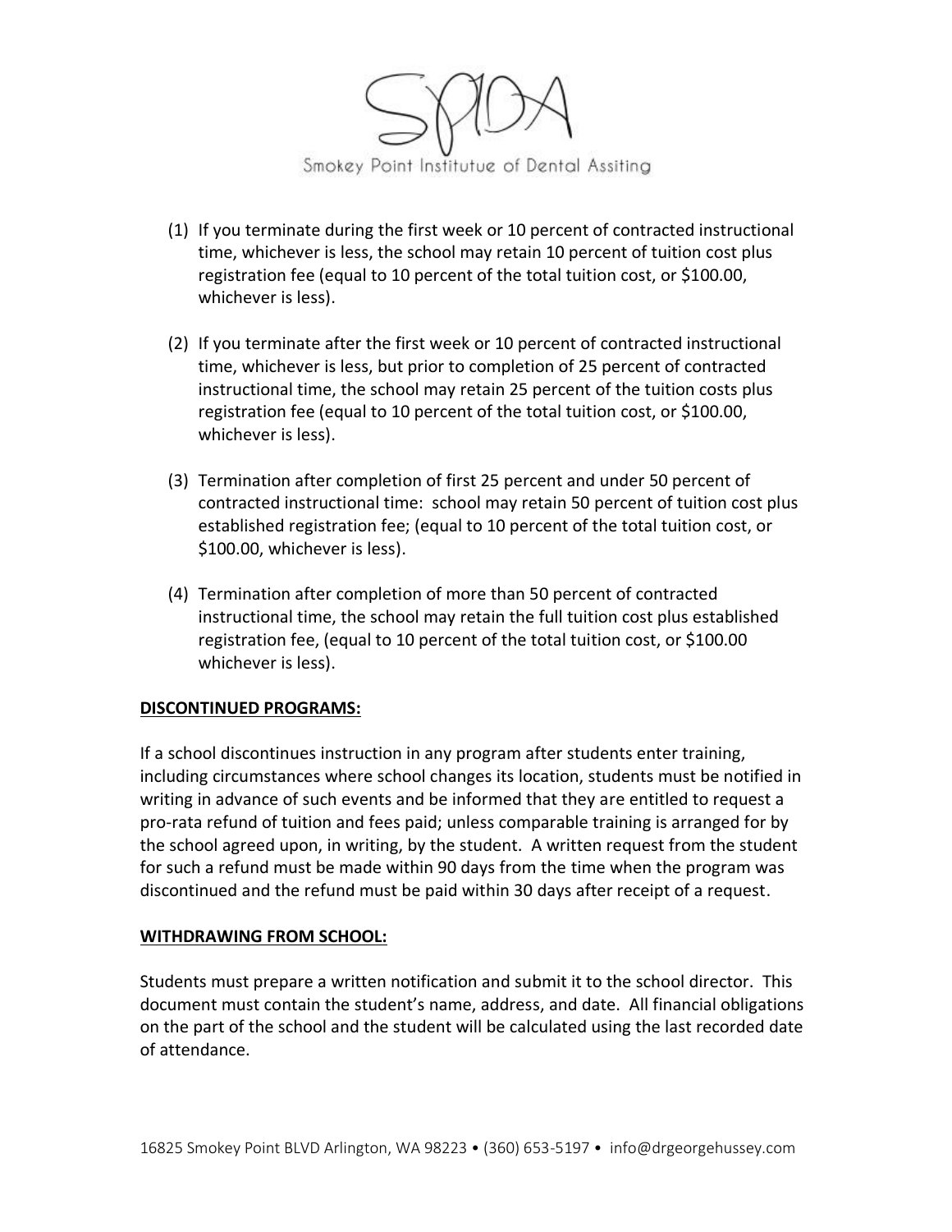(1) If you terminate during the first week or 10 percent of contracted instructional time, whichever is less, the school may retain 10 percent of tuition cost plus registration fee (equal to 10 percent of the total tuition cost, or $100.00, whichever is less).

(2) If you terminate after the first week or 10 percent of contracted instructional time, whichever is less, but prior to completion of 25 percent of contracted instructional time, the school may retain 25 percent of the tuition costs plus registration fee (equal to 10 percent of the total tuition cost, or $100.00, whichever is less).

(3) Termination after completion of first 25 percent and under 50 percent of contracted instructional time: school may retain 50 percent of tuition cost plus established registration fee; (equal to 10 percent of the total tuition cost, or $100.00, whichever is less).

(4) Termination after completion of more than 50 percent of contracted instructional time, the school may retain the full tuition cost plus established registration fee, (equal to 10 percent of the total tuition cost, or $100.00 whichever is less).

**DISCONTINUED PROGRAMS:**

If a school discontinues instruction in any program after students enter training, including circumstances where school changes its location, students must be notified in writing in advance of such events and be informed that they are entitled to request a pro-rata refund of tuition and fees paid; unless comparable training is arranged for by the school agreed upon, in writing, by the student. A written request from the student for such a refund must be made within 90 days from the time when the program was discontinued and the refund must be paid within 30 days after receipt of a request.

**WITHDRAWING FROM SCHOOL:**

Students must prepare a written notification and submit it to the school director. This document must contain the student's name, address, and date. All financial obligations on the part of the school and the student will be calculated using the last recorded date of attendance.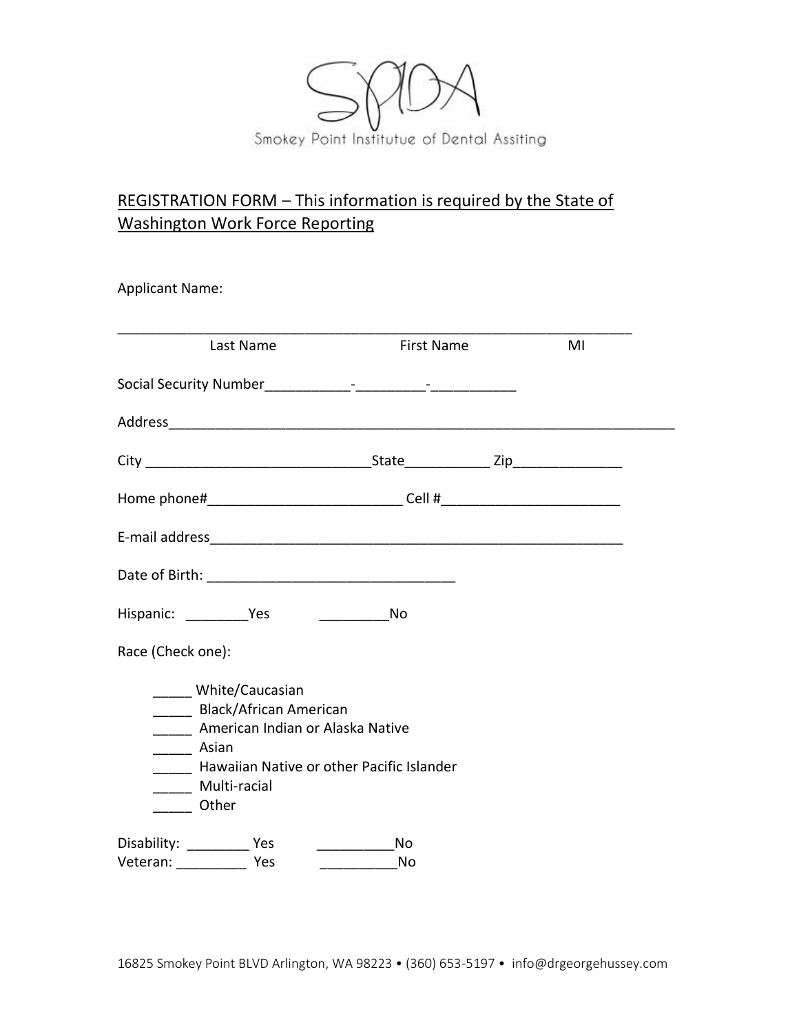Smokey Point Institutue of Dental Assiting

# REGISTRATION FORM – This information is required by the State of Washington Work Force Reporting

Applicant Name:

____________________________________________________________________

Last Name First Name MI

Social Security Number___________-_________-___________

Address__________________________________________________________________

City _____________________________State___________ Zip______________

Home phone#_________________________ Cell #_______________________

E-mail address______________________________________________________

Date of Birth: ________________________________

Hispanic: ________Yes _________No

Race (Check one):

- _____ White/Caucasian
- _____ Black/African American
- _____ American Indian or Alaska Native
- _____ Asian
- _____ Hawaiian Native or other Pacific Islander
- _____ Multi-racial
- _____ Other

Disability: ________ Yes __________No

Veteran: _________ Yes __________No

16825 Smokey Point BLVD Arlington, WA 98223 • (360) 653-5197 • info@drgeorgehussey.com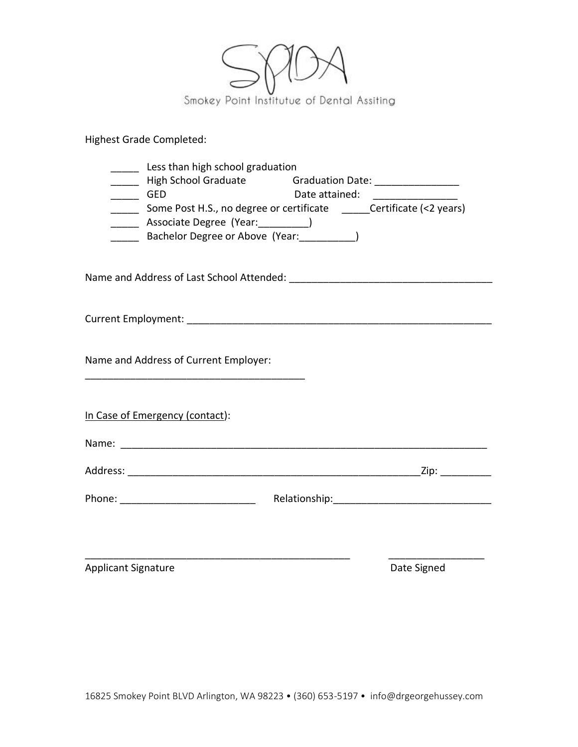SPIDA

Smokey Point Institutue of Dental Assiting

Highest Grade Completed:

_____ Less than high school graduation
_____ High School Graduate      Graduation Date: _______________
_____ GED      Date attained: _______________
_____ Some Post H.S., no degree or certificate   _____Certificate (<2 years)
_____ Associate Degree (Year:_________)
_____ Bachelor Degree or Above (Year:__________)

Name and Address of Last School Attended: ____________________________________

Current Employment: ________________________________________________________

Name and Address of Current Employer:

_______________________________________

<u>In Case of Emergency (contact)</u>:

Name: ____________________________________________________________________

Address: ______________________________________________________Zip: _________

Phone: ________________________   Relationship:____________________________

_______________________________________________   _________________
Applicant Signature   Date Signed

16825 Smokey Point BLVD Arlington, WA 98223 • (360) 653-5197 • info@drgeorgehussey.com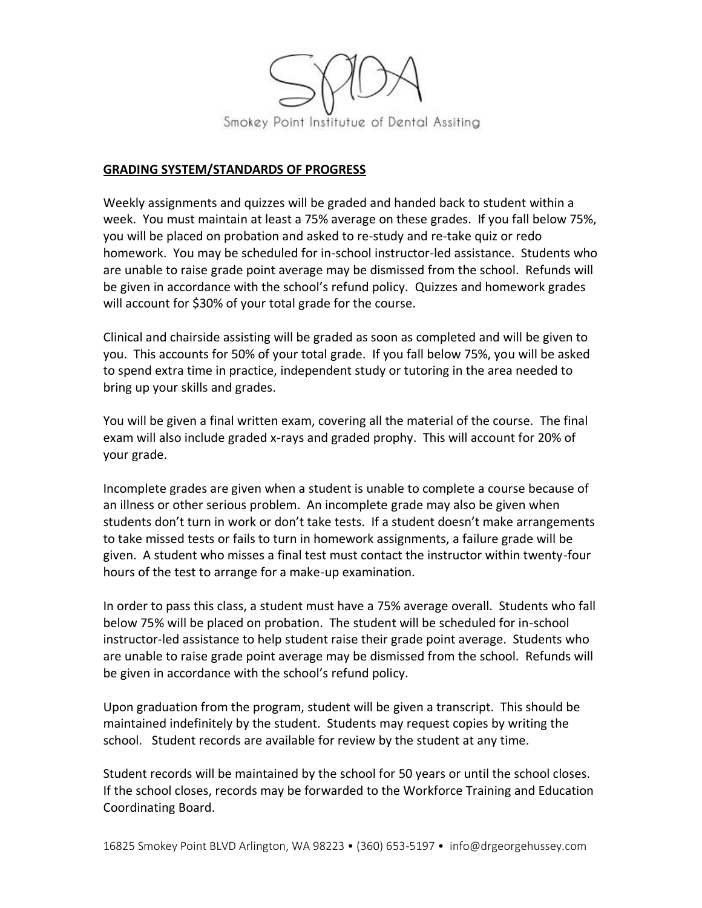Smokey Point Institutue of Dental Assiting

**GRADING SYSTEM/STANDARDS OF PROGRESS**

Weekly assignments and quizzes will be graded and handed back to student within a week. You must maintain at least a 75% average on these grades. If you fall below 75%, you will be placed on probation and asked to re-study and re-take quiz or redo homework. You may be scheduled for in-school instructor-led assistance. Students who are unable to raise grade point average may be dismissed from the school. Refunds will be given in accordance with the school's refund policy. Quizzes and homework grades will account for $30% of your total grade for the course.

Clinical and chairside assisting will be graded as soon as completed and will be given to you. This accounts for 50% of your total grade. If you fall below 75%, you will be asked to spend extra time in practice, independent study or tutoring in the area needed to bring up your skills and grades.

You will be given a final written exam, covering all the material of the course. The final exam will also include graded x-rays and graded prophy. This will account for 20% of your grade.

Incomplete grades are given when a student is unable to complete a course because of an illness or other serious problem. An incomplete grade may also be given when students don't turn in work or don't take tests. If a student doesn't make arrangements to take missed tests or fails to turn in homework assignments, a failure grade will be given. A student who misses a final test must contact the instructor within twenty-four hours of the test to arrange for a make-up examination.

In order to pass this class, a student must have a 75% average overall. Students who fall below 75% will be placed on probation. The student will be scheduled for in-school instructor-led assistance to help student raise their grade point average. Students who are unable to raise grade point average may be dismissed from the school. Refunds will be given in accordance with the school's refund policy.

Upon graduation from the program, student will be given a transcript. This should be maintained indefinitely by the student. Students may request copies by writing the school. Student records are available for review by the student at any time.

Student records will be maintained by the school for 50 years or until the school closes. If the school closes, records may be forwarded to the Workforce Training and Education Coordinating Board.

16825 Smokey Point BLVD Arlington, WA 98223 • (360) 653-5197 • info@drgeorgehussey.com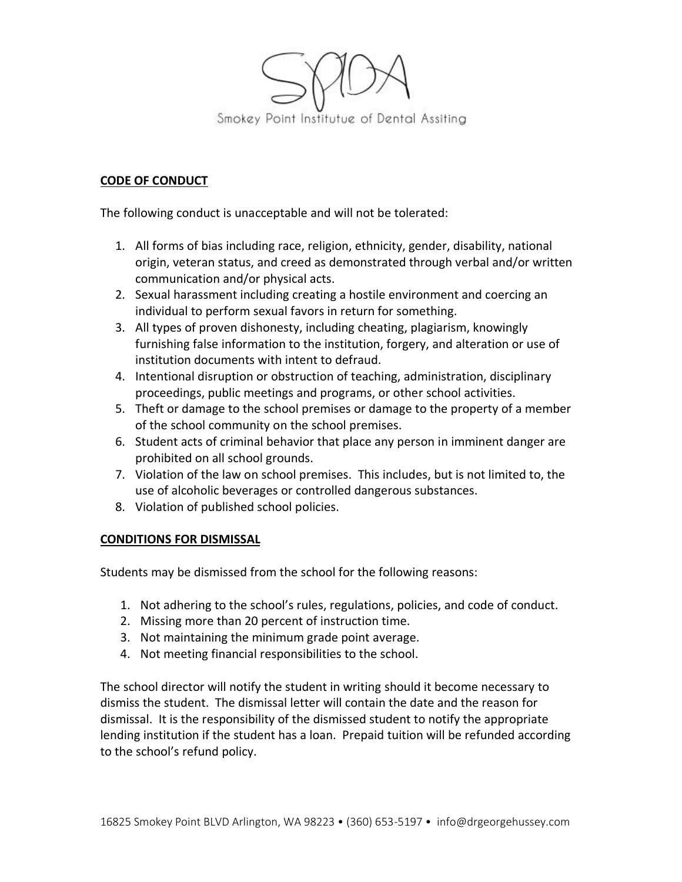Smokey Point Institutue of Dental Assiting

## CODE OF CONDUCT

The following conduct is unacceptable and will not be tolerated:

1. All forms of bias including race, religion, ethnicity, gender, disability, national origin, veteran status, and creed as demonstrated through verbal and/or written communication and/or physical acts.
2. Sexual harassment including creating a hostile environment and coercing an individual to perform sexual favors in return for something.
3. All types of proven dishonesty, including cheating, plagiarism, knowingly furnishing false information to the institution, forgery, and alteration or use of institution documents with intent to defraud.
4. Intentional disruption or obstruction of teaching, administration, disciplinary proceedings, public meetings and programs, or other school activities.
5. Theft or damage to the school premises or damage to the property of a member of the school community on the school premises.
6. Student acts of criminal behavior that place any person in imminent danger are prohibited on all school grounds.
7. Violation of the law on school premises. This includes, but is not limited to, the use of alcoholic beverages or controlled dangerous substances.
8. Violation of published school policies.

## CONDITIONS FOR DISMISSAL

Students may be dismissed from the school for the following reasons:

1. Not adhering to the school's rules, regulations, policies, and code of conduct.
2. Missing more than 20 percent of instruction time.
3. Not maintaining the minimum grade point average.
4. Not meeting financial responsibilities to the school.

The school director will notify the student in writing should it become necessary to dismiss the student. The dismissal letter will contain the date and the reason for dismissal. It is the responsibility of the dismissed student to notify the appropriate lending institution if the student has a loan. Prepaid tuition will be refunded according to the school's refund policy.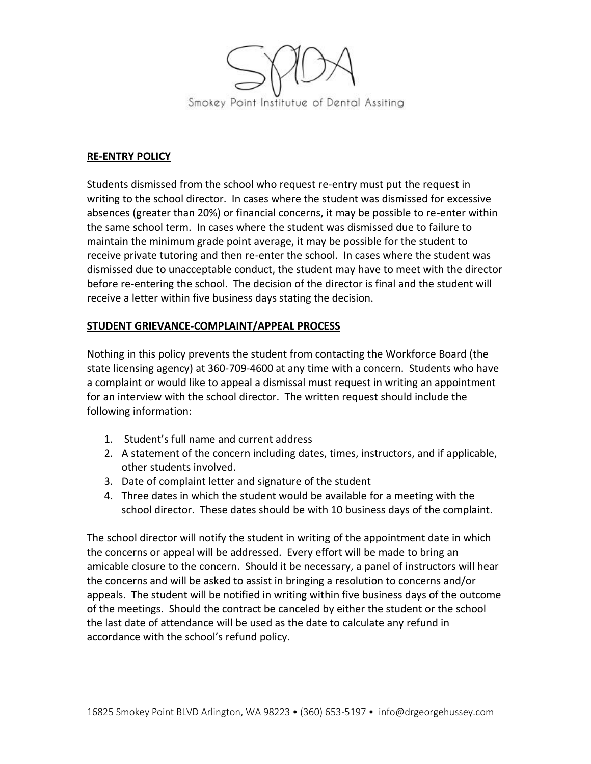## RE-ENTRY POLICY

Students dismissed from the school who request re-entry must put the request in writing to the school director. In cases where the student was dismissed for excessive absences (greater than 20%) or financial concerns, it may be possible to re-enter within the same school term. In cases where the student was dismissed due to failure to maintain the minimum grade point average, it may be possible for the student to receive private tutoring and then re-enter the school. In cases where the student was dismissed due to unacceptable conduct, the student may have to meet with the director before re-entering the school. The decision of the director is final and the student will receive a letter within five business days stating the decision.

## STUDENT GRIEVANCE-COMPLAINT/APPEAL PROCESS

Nothing in this policy prevents the student from contacting the Workforce Board (the state licensing agency) at 360-709-4600 at any time with a concern. Students who have a complaint or would like to appeal a dismissal must request in writing an appointment for an interview with the school director. The written request should include the following information:

1. Student's full name and current address
2. A statement of the concern including dates, times, instructors, and if applicable, other students involved.
3. Date of complaint letter and signature of the student
4. Three dates in which the student would be available for a meeting with the school director. These dates should be with 10 business days of the complaint.

The school director will notify the student in writing of the appointment date in which the concerns or appeal will be addressed. Every effort will be made to bring an amicable closure to the concern. Should it be necessary, a panel of instructors will hear the concerns and will be asked to assist in bringing a resolution to concerns and/or appeals. The student will be notified in writing within five business days of the outcome of the meetings. Should the contract be canceled by either the student or the school the last date of attendance will be used as the date to calculate any refund in accordance with the school's refund policy.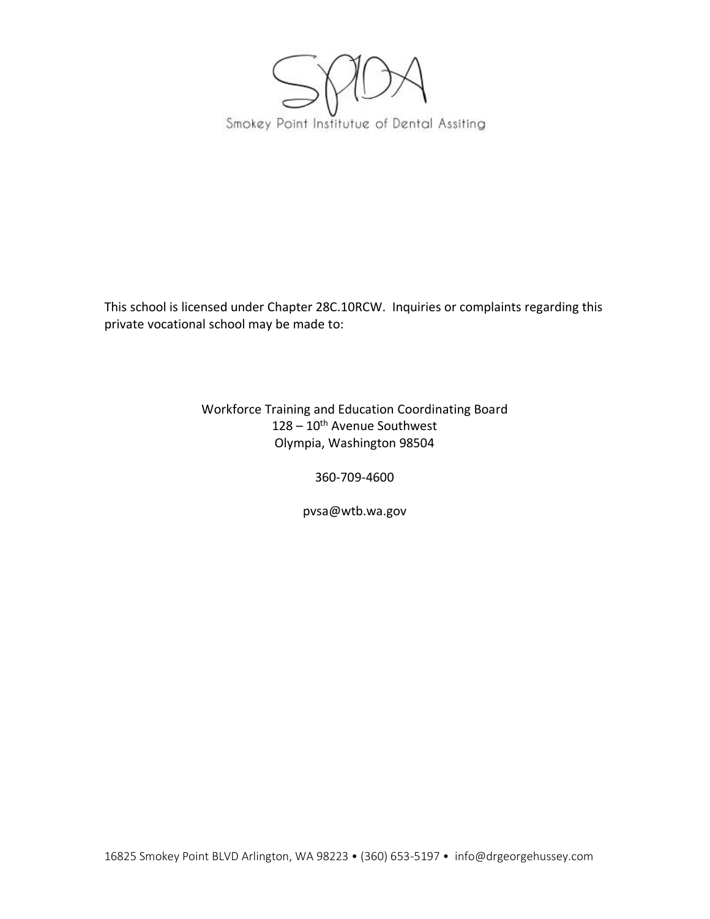Smokey Point Institutue of Dental Assiting

This school is licensed under Chapter 28C.10RCW. Inquiries or complaints regarding this private vocational school may be made to:

Workforce Training and Education Coordinating Board
128 – 10th Avenue Southwest
Olympia, Washington 98504

360-709-4600

pvsa@wtb.wa.gov

16825 Smokey Point BLVD Arlington, WA 98223 • (360) 653-5197 • info@drgeorgehussey.com